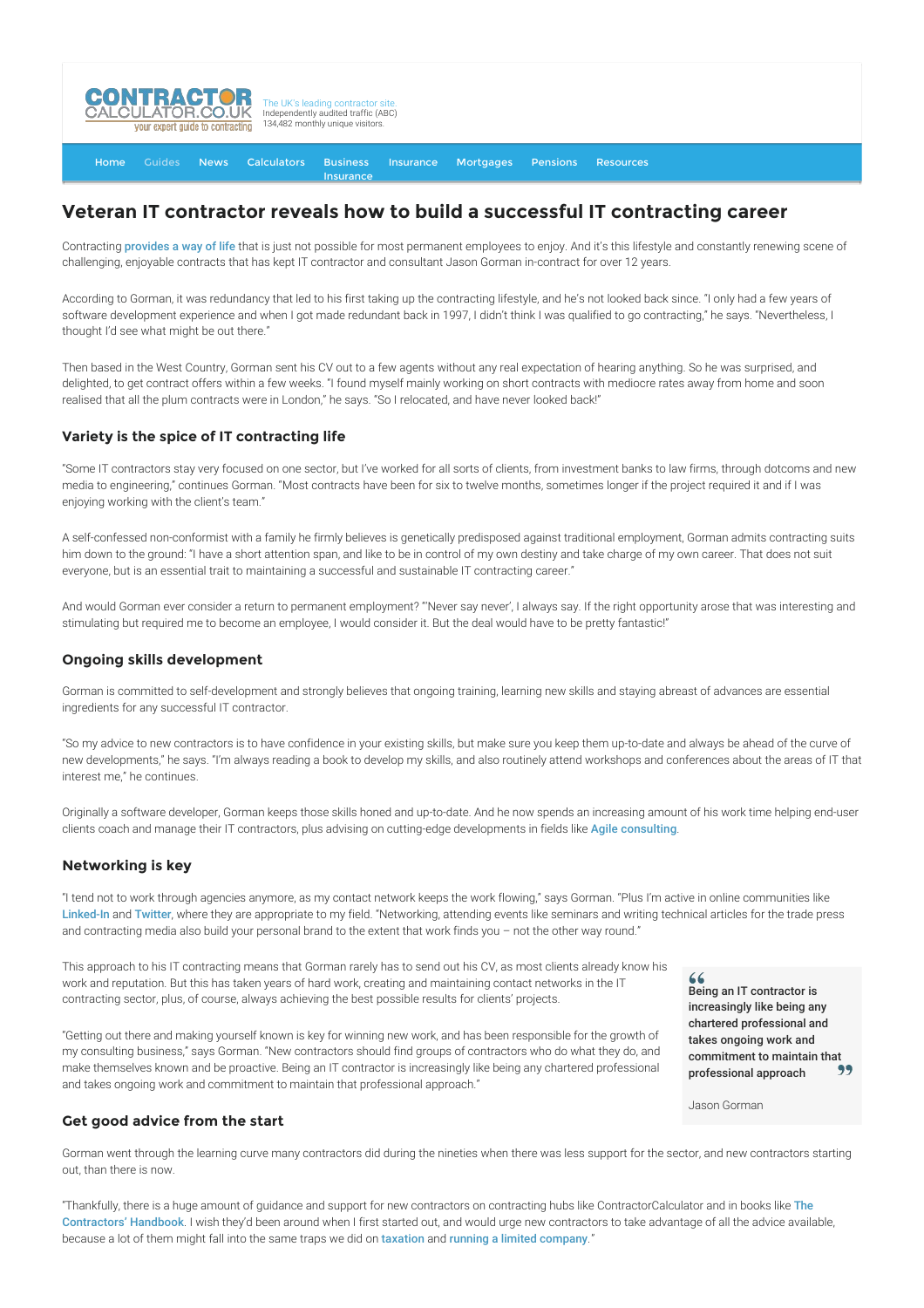CONTRACTOR CALCULATOR.CO.UK
your expert guide to contracting

The UK's leading contractor site.
Independently audited traffic (ABC)
134,482 monthly unique visitors.

Home Guides News Calculators Business Insurance Insurance Mortgages Pensions Resources

# Veteran IT contractor reveals how to build a successful IT contracting career

Contracting provides a way of life that is just not possible for most permanent employees to enjoy. And it's this lifestyle and constantly renewing scene of challenging, enjoyable contracts that has kept IT contractor and consultant Jason Gorman in-contract for over 12 years.

According to Gorman, it was redundancy that led to his first taking up the contracting lifestyle, and he's not looked back since. "I only had a few years of software development experience and when I got made redundant back in 1997, I didn't think I was qualified to go contracting," he says. "Nevertheless, I thought I'd see what might be out there."

Then based in the West Country, Gorman sent his CV out to a few agents without any real expectation of hearing anything. So he was surprised, and delighted, to get contract offers within a few weeks. "I found myself mainly working on short contracts with mediocre rates away from home and soon realised that all the plum contracts were in London," he says. "So I relocated, and have never looked back!"

## Variety is the spice of IT contracting life

"Some IT contractors stay very focused on one sector, but I've worked for all sorts of clients, from investment banks to law firms, through dotcoms and new media to engineering," continues Gorman. "Most contracts have been for six to twelve months, sometimes longer if the project required it and if I was enjoying working with the client's team."

A self-confessed non-conformist with a family he firmly believes is genetically predisposed against traditional employment, Gorman admits contracting suits him down to the ground: "I have a short attention span, and like to be in control of my own destiny and take charge of my own career. That does not suit everyone, but is an essential trait to maintaining a successful and sustainable IT contracting career."

And would Gorman ever consider a return to permanent employment? "'Never say never', I always say. If the right opportunity arose that was interesting and stimulating but required me to become an employee, I would consider it. But the deal would have to be pretty fantastic!"

## Ongoing skills development

Gorman is committed to self-development and strongly believes that ongoing training, learning new skills and staying abreast of advances are essential ingredients for any successful IT contractor.

"So my advice to new contractors is to have confidence in your existing skills, but make sure you keep them up-to-date and always be ahead of the curve of new developments," he says. "I'm always reading a book to develop my skills, and also routinely attend workshops and conferences about the areas of IT that interest me," he continues.

Originally a software developer, Gorman keeps those skills honed and up-to-date. And he now spends an increasing amount of his work time helping end-user clients coach and manage their IT contractors, plus advising on cutting-edge developments in fields like Agile consulting.

## Networking is key

"I tend not to work through agencies anymore, as my contact network keeps the work flowing," says Gorman. "Plus I'm active in online communities like Linked-In and Twitter, where they are appropriate to my field. "Networking, attending events like seminars and writing technical articles for the trade press and contracting media also build your personal brand to the extent that work finds you – not the other way round."

This approach to his IT contracting means that Gorman rarely has to send out his CV, as most clients already know his work and reputation. But this has taken years of hard work, creating and maintaining contact networks in the IT contracting sector, plus, of course, always achieving the best possible results for clients' projects.

"Getting out there and making yourself known is key for winning new work, and has been responsible for the growth of my consulting business," says Gorman. "New contractors should find groups of contractors who do what they do, and make themselves known and be proactive. Being an IT contractor is increasingly like being any chartered professional and takes ongoing work and commitment to maintain that professional approach."

> **"Being an IT contractor is increasingly like being any chartered professional and takes ongoing work and commitment to maintain that professional approach"**
>
> Jason Gorman

## Get good advice from the start

Gorman went through the learning curve many contractors did during the nineties when there was less support for the sector, and new contractors starting out, than there is now.

"Thankfully, there is a huge amount of guidance and support for new contractors on contracting hubs like ContractorCalculator and in books like The Contractors' Handbook. I wish they'd been around when I first started out, and would urge new contractors to take advantage of all the advice available, because a lot of them might fall into the same traps we did on taxation and running a limited company."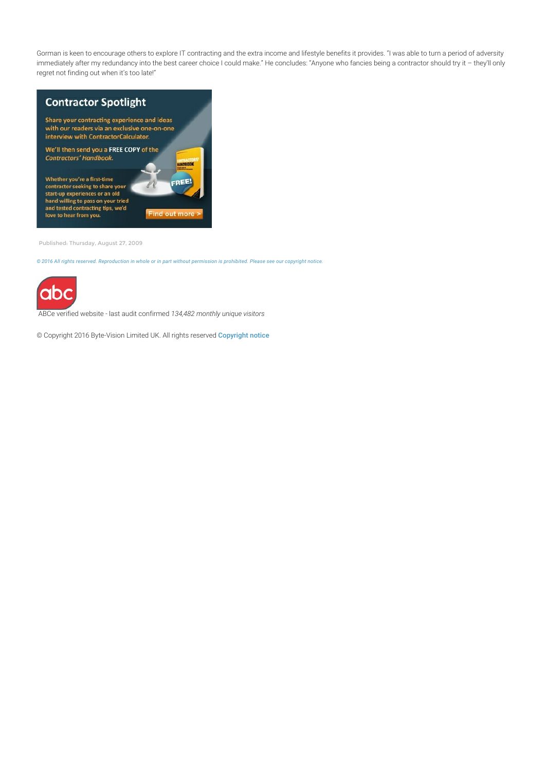Gorman is keen to encourage others to explore IT contracting and the extra income and lifestyle benefits it provides. "I was able to turn a period of adversity immediately after my redundancy into the best career choice I could make." He concludes: "Anyone who fancies being a contractor should try it – they'll only regret not finding out when it's too late!"

## Contractor Spotlight

Share your contracting experience and ideas with our readers via an exclusive one-on-one interview with ContractorCalculator.

We'll then send you a **FREE COPY** of the *Contractors' Handbook.*

Whether you're a first-time contractor seeking to share your start-up experiences or an old hand willing to pass on your tried and tested contracting tips, we'd love to hear from you.

Find out more >

Published: Thursday, August 27, 2009

*© 2016 All rights reserved. Reproduction in whole or in part without permission is prohibited. Please see our copyright notice.*

ABCe verified website - last audit confirmed *134,482 monthly unique visitors*

© Copyright 2016 Byte-Vision Limited UK. All rights reserved **Copyright notice**